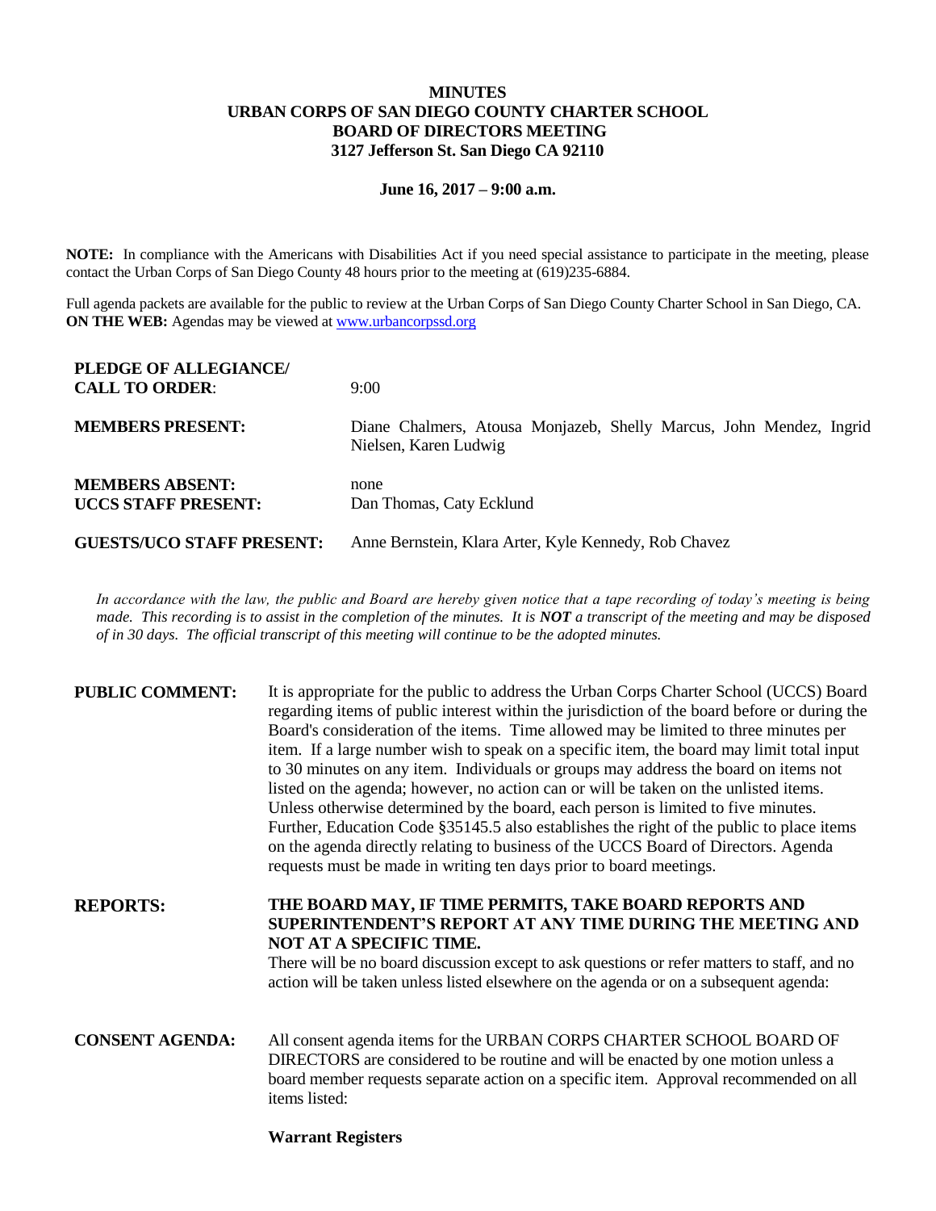# MINUTES
# URBAN CORPS OF SAN DIEGO COUNTY CHARTER SCHOOL
## BOARD OF DIRECTORS MEETING
### 3127 Jefferson St. San Diego CA 92110

**June 16, 2017 – 9:00 a.m.**

**NOTE:** In compliance with the Americans with Disabilities Act if you need special assistance to participate in the meeting, please contact the Urban Corps of San Diego County 48 hours prior to the meeting at (619)235-6884.

Full agenda packets are available for the public to review at the Urban Corps of San Diego County Charter School in San Diego, CA.
**ON THE WEB:** Agendas may be viewed at www.urbancorpssd.org

| | |
|---|---|
| **PLEDGE OF ALLEGIANCE/ CALL TO ORDER**: | 9:00 |
| **MEMBERS PRESENT:** | Diane Chalmers, Atousa Monjazeb, Shelly Marcus, John Mendez, Ingrid Nielsen, Karen Ludwig |
| **MEMBERS ABSENT:** | none |
| **UCCS STAFF PRESENT:** | Dan Thomas, Caty Ecklund |
| **GUESTS/UCO STAFF PRESENT:** | Anne Bernstein, Klara Arter, Kyle Kennedy, Rob Chavez |

*In accordance with the law, the public and Board are hereby given notice that a tape recording of today's meeting is being made. This recording is to assist in the completion of the minutes. It is **NOT** a transcript of the meeting and may be disposed of in 30 days. The official transcript of this meeting will continue to be the adopted minutes.*

**PUBLIC COMMENT:** It is appropriate for the public to address the Urban Corps Charter School (UCCS) Board regarding items of public interest within the jurisdiction of the board before or during the Board's consideration of the items. Time allowed may be limited to three minutes per item. If a large number wish to speak on a specific item, the board may limit total input to 30 minutes on any item. Individuals or groups may address the board on items not listed on the agenda; however, no action can or will be taken on the unlisted items. Unless otherwise determined by the board, each person is limited to five minutes. Further, Education Code §35145.5 also establishes the right of the public to place items on the agenda directly relating to business of the UCCS Board of Directors. Agenda requests must be made in writing ten days prior to board meetings.

**REPORTS:** **THE BOARD MAY, IF TIME PERMITS, TAKE BOARD REPORTS AND SUPERINTENDENT'S REPORT AT ANY TIME DURING THE MEETING AND NOT AT A SPECIFIC TIME.**
There will be no board discussion except to ask questions or refer matters to staff, and no action will be taken unless listed elsewhere on the agenda or on a subsequent agenda:

**CONSENT AGENDA:** All consent agenda items for the URBAN CORPS CHARTER SCHOOL BOARD OF DIRECTORS are considered to be routine and will be enacted by one motion unless a board member requests separate action on a specific item. Approval recommended on all items listed:

**Warrant Registers**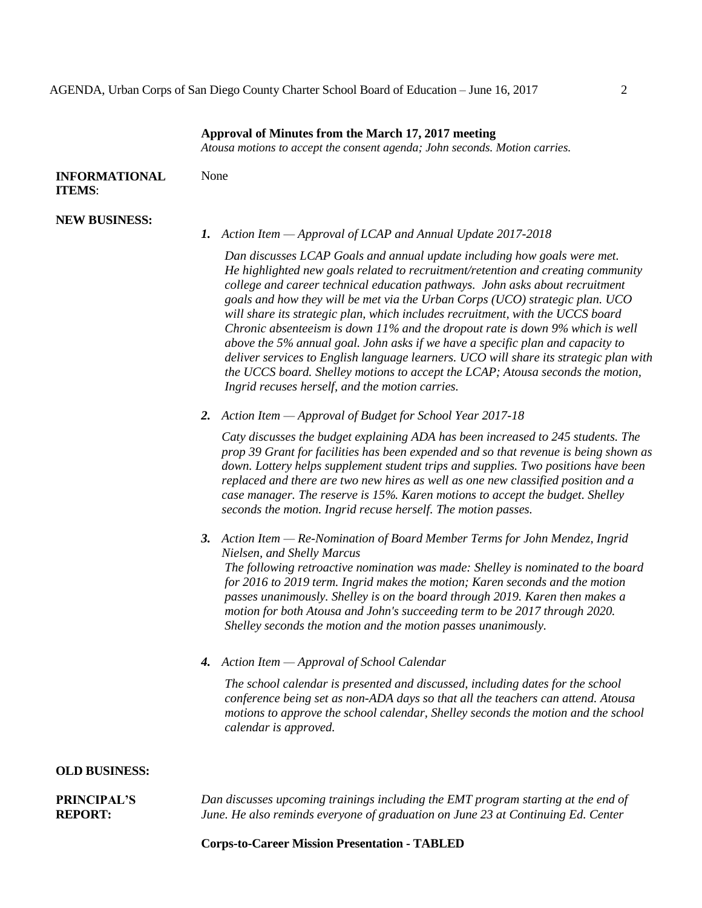**Approval of Minutes from the March 17, 2017 meeting**
*Atousa motions to accept the consent agenda; John seconds. Motion carries.*

**INFORMATIONAL ITEMS**: None

**NEW BUSINESS:**

1. *Action Item — Approval of LCAP and Annual Update 2017-2018*

   *Dan discusses LCAP Goals and annual update including how goals were met. He highlighted new goals related to recruitment/retention and creating community college and career technical education pathways. John asks about recruitment goals and how they will be met via the Urban Corps (UCO) strategic plan. UCO will share its strategic plan, which includes recruitment, with the UCCS board Chronic absenteeism is down 11% and the dropout rate is down 9% which is well above the 5% annual goal. John asks if we have a specific plan and capacity to deliver services to English language learners. UCO will share its strategic plan with the UCCS board. Shelley motions to accept the LCAP; Atousa seconds the motion, Ingrid recuses herself, and the motion carries.*

2. *Action Item — Approval of Budget for School Year 2017-18*

   *Caty discusses the budget explaining ADA has been increased to 245 students. The prop 39 Grant for facilities has been expended and so that revenue is being shown as down. Lottery helps supplement student trips and supplies. Two positions have been replaced and there are two new hires as well as one new classified position and a case manager. The reserve is 15%. Karen motions to accept the budget. Shelley seconds the motion. Ingrid recuse herself. The motion passes.*

3. *Action Item — Re-Nomination of Board Member Terms for John Mendez, Ingrid Nielsen, and Shelly Marcus*
   *The following retroactive nomination was made: Shelley is nominated to the board for 2016 to 2019 term. Ingrid makes the motion; Karen seconds and the motion passes unanimously. Shelley is on the board through 2019. Karen then makes a motion for both Atousa and John's succeeding term to be 2017 through 2020. Shelley seconds the motion and the motion passes unanimously.*

4. *Action Item — Approval of School Calendar*

   *The school calendar is presented and discussed, including dates for the school conference being set as non-ADA days so that all the teachers can attend. Atousa motions to approve the school calendar, Shelley seconds the motion and the school calendar is approved.*

**OLD BUSINESS:**

**PRINCIPAL'S REPORT:** *Dan discusses upcoming trainings including the EMT program starting at the end of June. He also reminds everyone of graduation on June 23 at Continuing Ed. Center*

**Corps-to-Career Mission Presentation - TABLED**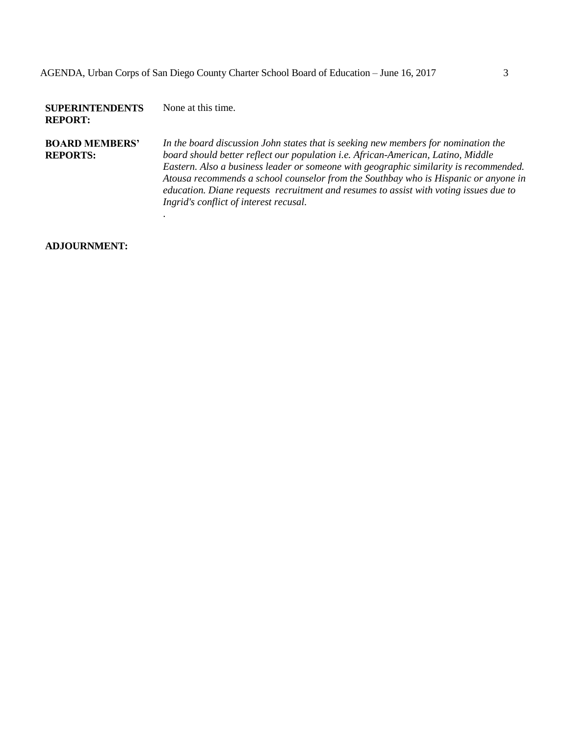**SUPERINTENDENTS REPORT:** None at this time.

**BOARD MEMBERS' REPORTS:** *In the board discussion John states that is seeking new members for nomination the board should better reflect our population i.e. African-American, Latino, Middle Eastern. Also a business leader or someone with geographic similarity is recommended. Atousa recommends a school counselor from the Southbay who is Hispanic or anyone in education. Diane requests recruitment and resumes to assist with voting issues due to Ingrid's conflict of interest recusal.*

.

**ADJOURNMENT:**